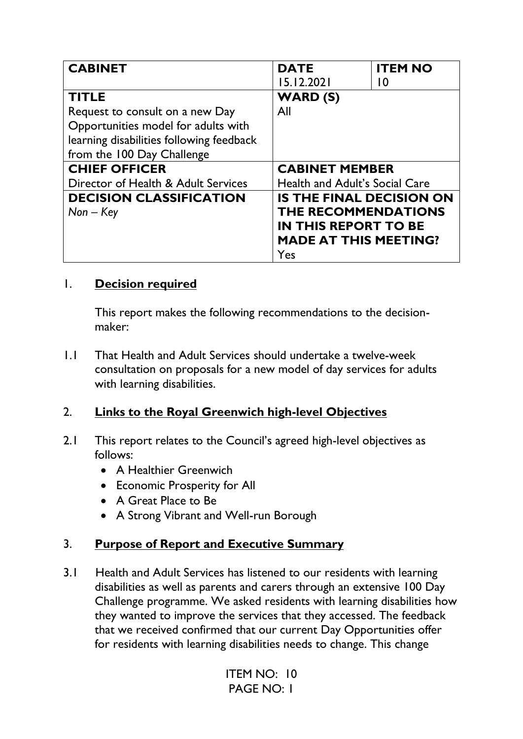| CABINET | DATE<br>15.12.2021 | ITEM NO<br>10 |
|---|---|---|
| **TITLE**<br>Request to consult on a new Day Opportunities model for adults with learning disabilities following feedback from the 100 Day Challenge | **WARD (S)**<br>All | |
| **CHIEF OFFICER**<br>Director of Health & Adult Services | **CABINET MEMBER**<br>Health and Adult's Social Care | |
| **DECISION CLASSIFICATION**<br>*Non – Key* | **IS THE FINAL DECISION ON THE RECOMMENDATIONS IN THIS REPORT TO BE MADE AT THIS MEETING?**<br>Yes | |

## 1. Decision required

This report makes the following recommendations to the decision-maker:

1.1 That Health and Adult Services should undertake a twelve-week consultation on proposals for a new model of day services for adults with learning disabilities.

## 2. Links to the Royal Greenwich high-level Objectives

2.1 This report relates to the Council's agreed high-level objectives as follows:

- A Healthier Greenwich
- Economic Prosperity for All
- A Great Place to Be
- A Strong Vibrant and Well-run Borough

## 3. Purpose of Report and Executive Summary

3.1 Health and Adult Services has listened to our residents with learning disabilities as well as parents and carers through an extensive 100 Day Challenge programme. We asked residents with learning disabilities how they wanted to improve the services that they accessed. The feedback that we received confirmed that our current Day Opportunities offer for residents with learning disabilities needs to change. This change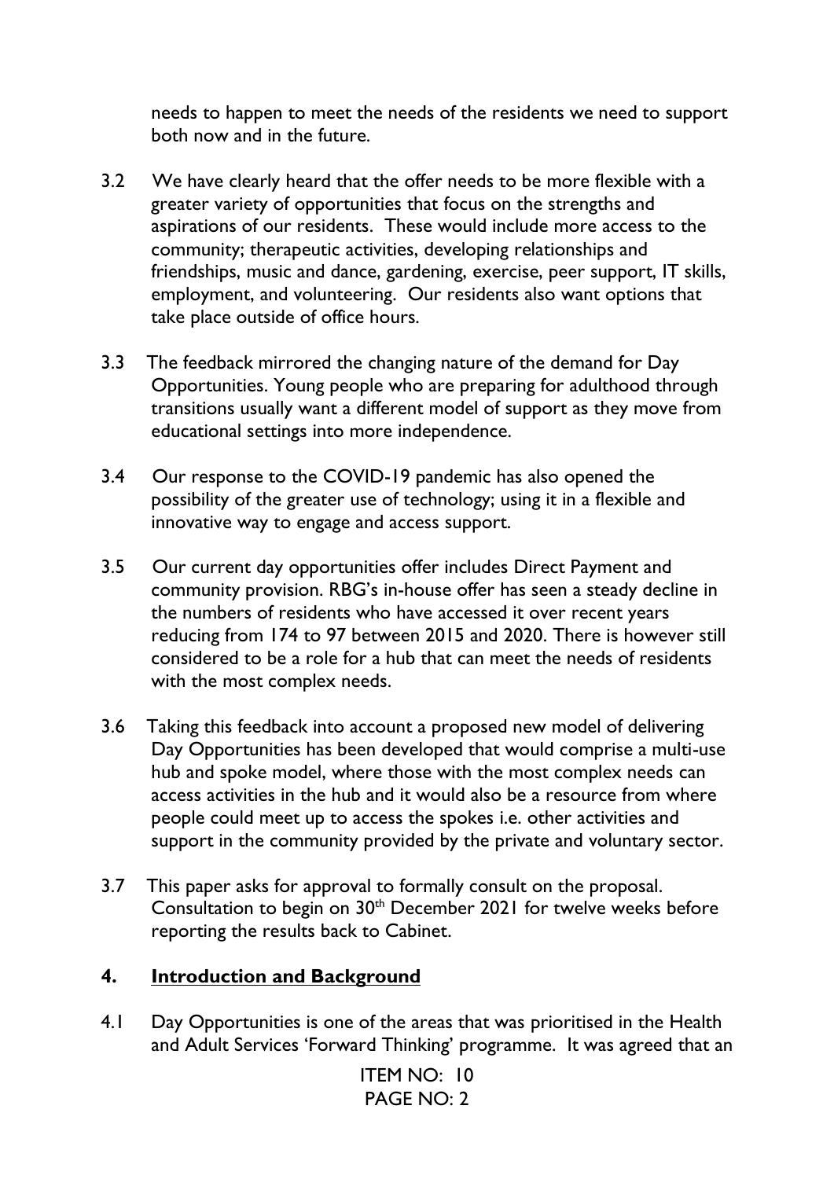needs to happen to meet the needs of the residents we need to support both now and in the future.

3.2 We have clearly heard that the offer needs to be more flexible with a greater variety of opportunities that focus on the strengths and aspirations of our residents. These would include more access to the community; therapeutic activities, developing relationships and friendships, music and dance, gardening, exercise, peer support, IT skills, employment, and volunteering. Our residents also want options that take place outside of office hours.

3.3 The feedback mirrored the changing nature of the demand for Day Opportunities. Young people who are preparing for adulthood through transitions usually want a different model of support as they move from educational settings into more independence.

3.4 Our response to the COVID-19 pandemic has also opened the possibility of the greater use of technology; using it in a flexible and innovative way to engage and access support.

3.5 Our current day opportunities offer includes Direct Payment and community provision. RBG's in-house offer has seen a steady decline in the numbers of residents who have accessed it over recent years reducing from 174 to 97 between 2015 and 2020. There is however still considered to be a role for a hub that can meet the needs of residents with the most complex needs.

3.6 Taking this feedback into account a proposed new model of delivering Day Opportunities has been developed that would comprise a multi-use hub and spoke model, where those with the most complex needs can access activities in the hub and it would also be a resource from where people could meet up to access the spokes i.e. other activities and support in the community provided by the private and voluntary sector.

3.7 This paper asks for approval to formally consult on the proposal. Consultation to begin on 30th December 2021 for twelve weeks before reporting the results back to Cabinet.

## 4. Introduction and Background

4.1 Day Opportunities is one of the areas that was prioritised in the Health and Adult Services 'Forward Thinking' programme. It was agreed that an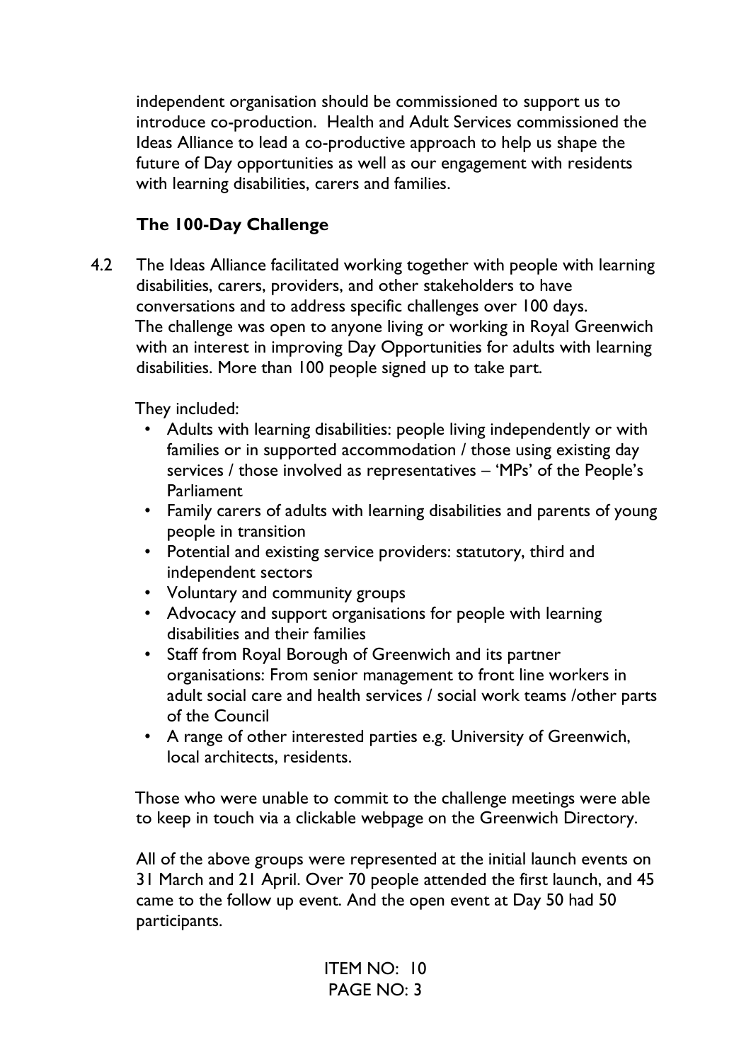independent organisation should be commissioned to support us to introduce co-production. Health and Adult Services commissioned the Ideas Alliance to lead a co-productive approach to help us shape the future of Day opportunities as well as our engagement with residents with learning disabilities, carers and families.

### The 100-Day Challenge

4.2 The Ideas Alliance facilitated working together with people with learning disabilities, carers, providers, and other stakeholders to have conversations and to address specific challenges over 100 days. The challenge was open to anyone living or working in Royal Greenwich with an interest in improving Day Opportunities for adults with learning disabilities. More than 100 people signed up to take part.

They included:

- Adults with learning disabilities: people living independently or with families or in supported accommodation / those using existing day services / those involved as representatives – 'MPs' of the People's Parliament
- Family carers of adults with learning disabilities and parents of young people in transition
- Potential and existing service providers: statutory, third and independent sectors
- Voluntary and community groups
- Advocacy and support organisations for people with learning disabilities and their families
- Staff from Royal Borough of Greenwich and its partner organisations: From senior management to front line workers in adult social care and health services / social work teams /other parts of the Council
- A range of other interested parties e.g. University of Greenwich, local architects, residents.

Those who were unable to commit to the challenge meetings were able to keep in touch via a clickable webpage on the Greenwich Directory.

All of the above groups were represented at the initial launch events on 31 March and 21 April. Over 70 people attended the first launch, and 45 came to the follow up event. And the open event at Day 50 had 50 participants.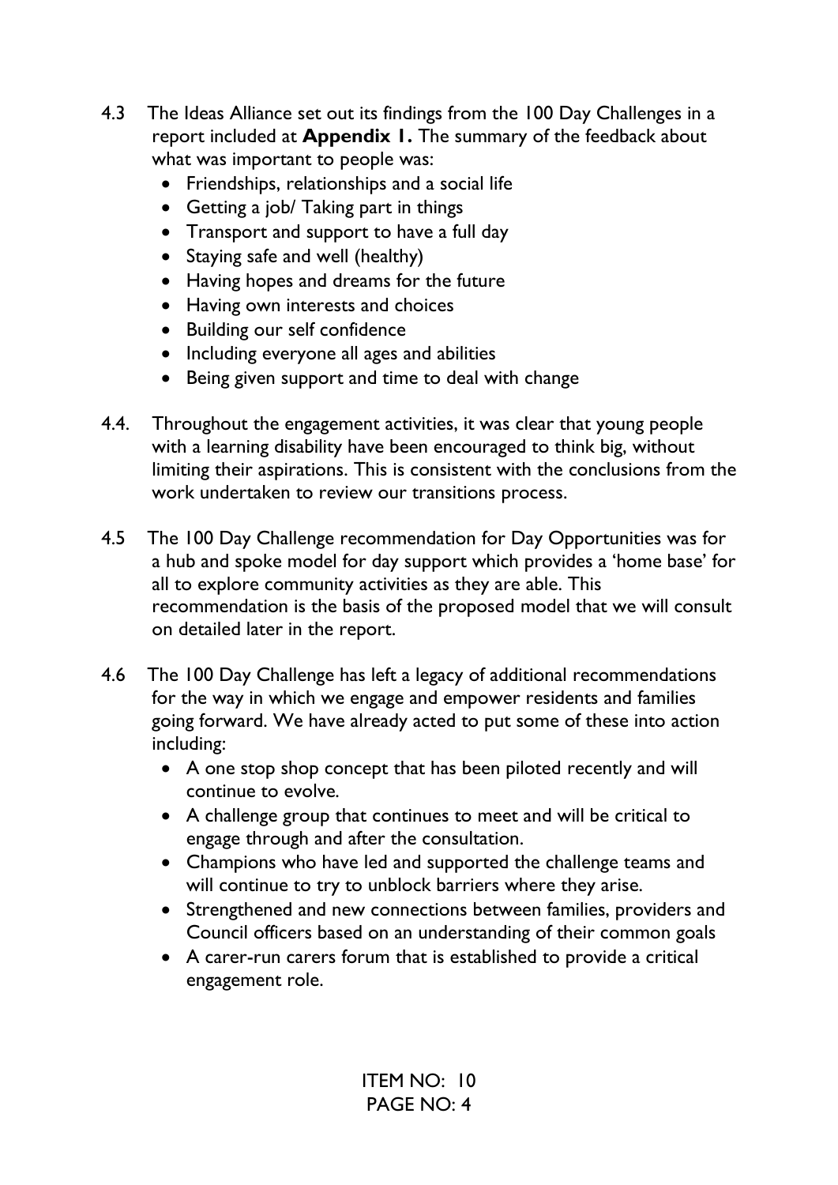4.3 The Ideas Alliance set out its findings from the 100 Day Challenges in a report included at **Appendix 1.** The summary of the feedback about what was important to people was:

- Friendships, relationships and a social life
- Getting a job/ Taking part in things
- Transport and support to have a full day
- Staying safe and well (healthy)
- Having hopes and dreams for the future
- Having own interests and choices
- Building our self confidence
- Including everyone all ages and abilities
- Being given support and time to deal with change

4.4. Throughout the engagement activities, it was clear that young people with a learning disability have been encouraged to think big, without limiting their aspirations. This is consistent with the conclusions from the work undertaken to review our transitions process.

4.5 The 100 Day Challenge recommendation for Day Opportunities was for a hub and spoke model for day support which provides a 'home base' for all to explore community activities as they are able. This recommendation is the basis of the proposed model that we will consult on detailed later in the report.

4.6 The 100 Day Challenge has left a legacy of additional recommendations for the way in which we engage and empower residents and families going forward. We have already acted to put some of these into action including:

- A one stop shop concept that has been piloted recently and will continue to evolve.
- A challenge group that continues to meet and will be critical to engage through and after the consultation.
- Champions who have led and supported the challenge teams and will continue to try to unblock barriers where they arise.
- Strengthened and new connections between families, providers and Council officers based on an understanding of their common goals
- A carer-run carers forum that is established to provide a critical engagement role.

ITEM NO: 10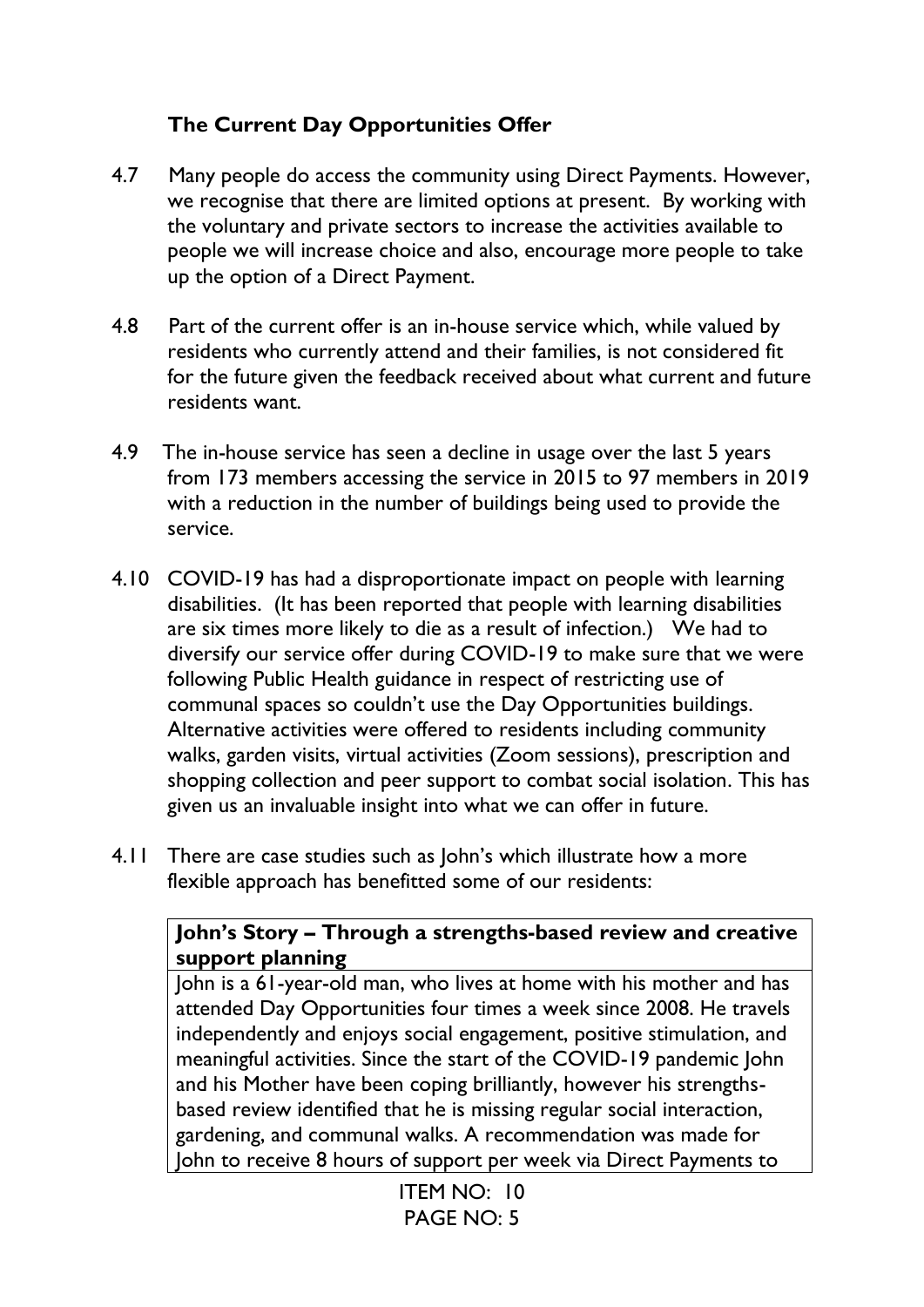## The Current Day Opportunities Offer

4.7 Many people do access the community using Direct Payments. However, we recognise that there are limited options at present. By working with the voluntary and private sectors to increase the activities available to people we will increase choice and also, encourage more people to take up the option of a Direct Payment.

4.8 Part of the current offer is an in-house service which, while valued by residents who currently attend and their families, is not considered fit for the future given the feedback received about what current and future residents want.

4.9 The in-house service has seen a decline in usage over the last 5 years from 173 members accessing the service in 2015 to 97 members in 2019 with a reduction in the number of buildings being used to provide the service.

4.10 COVID-19 has had a disproportionate impact on people with learning disabilities. (It has been reported that people with learning disabilities are six times more likely to die as a result of infection.) We had to diversify our service offer during COVID-19 to make sure that we were following Public Health guidance in respect of restricting use of communal spaces so couldn't use the Day Opportunities buildings. Alternative activities were offered to residents including community walks, garden visits, virtual activities (Zoom sessions), prescription and shopping collection and peer support to combat social isolation. This has given us an invaluable insight into what we can offer in future.

4.11 There are case studies such as John's which illustrate how a more flexible approach has benefitted some of our residents:

| **John's Story – Through a strengths-based review and creative support planning** |
|---|
| John is a 61-year-old man, who lives at home with his mother and has attended Day Opportunities four times a week since 2008. He travels independently and enjoys social engagement, positive stimulation, and meaningful activities. Since the start of the COVID-19 pandemic John and his Mother have been coping brilliantly, however his strengths-based review identified that he is missing regular social interaction, gardening, and communal walks. A recommendation was made for John to receive 8 hours of support per week via Direct Payments to |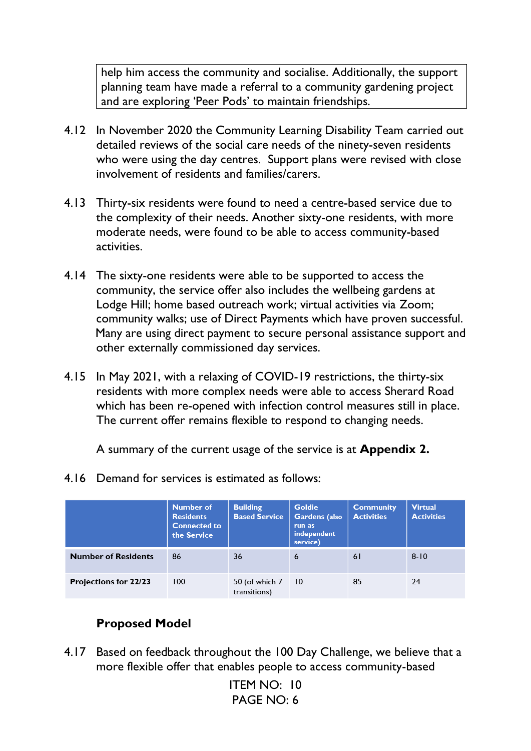help him access the community and socialise. Additionally, the support planning team have made a referral to a community gardening project and are exploring 'Peer Pods' to maintain friendships.

4.12 In November 2020 the Community Learning Disability Team carried out detailed reviews of the social care needs of the ninety-seven residents who were using the day centres. Support plans were revised with close involvement of residents and families/carers.

4.13 Thirty-six residents were found to need a centre-based service due to the complexity of their needs. Another sixty-one residents, with more moderate needs, were found to be able to access community-based activities.

4.14 The sixty-one residents were able to be supported to access the community, the service offer also includes the wellbeing gardens at Lodge Hill; home based outreach work; virtual activities via Zoom; community walks; use of Direct Payments which have proven successful. Many are using direct payment to secure personal assistance support and other externally commissioned day services.

4.15 In May 2021, with a relaxing of COVID-19 restrictions, the thirty-six residents with more complex needs were able to access Sherard Road which has been re-opened with infection control measures still in place. The current offer remains flexible to respond to changing needs.

A summary of the current usage of the service is at **Appendix 2.**

4.16 Demand for services is estimated as follows:

| | Number of Residents Connected to the Service | Building Based Service | Goldie Gardens (also run as independent service) | Community Activities | Virtual Activities |
|---|---|---|---|---|---|
| **Number of Residents** | 86 | 36 | 6 | 61 | 8-10 |
| **Projections for 22/23** | 100 | 50 (of which 7 transitions) | 10 | 85 | 24 |

**Proposed Model**

4.17 Based on feedback throughout the 100 Day Challenge, we believe that a more flexible offer that enables people to access community-based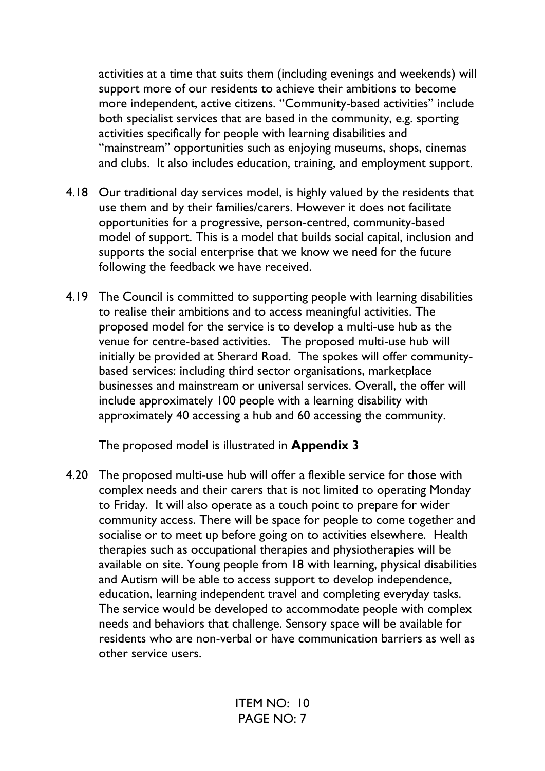activities at a time that suits them (including evenings and weekends) will support more of our residents to achieve their ambitions to become more independent, active citizens. "Community-based activities" include both specialist services that are based in the community, e.g. sporting activities specifically for people with learning disabilities and "mainstream" opportunities such as enjoying museums, shops, cinemas and clubs. It also includes education, training, and employment support.

4.18 Our traditional day services model, is highly valued by the residents that use them and by their families/carers. However it does not facilitate opportunities for a progressive, person-centred, community-based model of support. This is a model that builds social capital, inclusion and supports the social enterprise that we know we need for the future following the feedback we have received.

4.19 The Council is committed to supporting people with learning disabilities to realise their ambitions and to access meaningful activities. The proposed model for the service is to develop a multi-use hub as the venue for centre-based activities. The proposed multi-use hub will initially be provided at Sherard Road. The spokes will offer community-based services: including third sector organisations, marketplace businesses and mainstream or universal services. Overall, the offer will include approximately 100 people with a learning disability with approximately 40 accessing a hub and 60 accessing the community.

The proposed model is illustrated in **Appendix 3**

4.20 The proposed multi-use hub will offer a flexible service for those with complex needs and their carers that is not limited to operating Monday to Friday. It will also operate as a touch point to prepare for wider community access. There will be space for people to come together and socialise or to meet up before going on to activities elsewhere. Health therapies such as occupational therapies and physiotherapies will be available on site. Young people from 18 with learning, physical disabilities and Autism will be able to access support to develop independence, education, learning independent travel and completing everyday tasks. The service would be developed to accommodate people with complex needs and behaviors that challenge. Sensory space will be available for residents who are non-verbal or have communication barriers as well as other service users.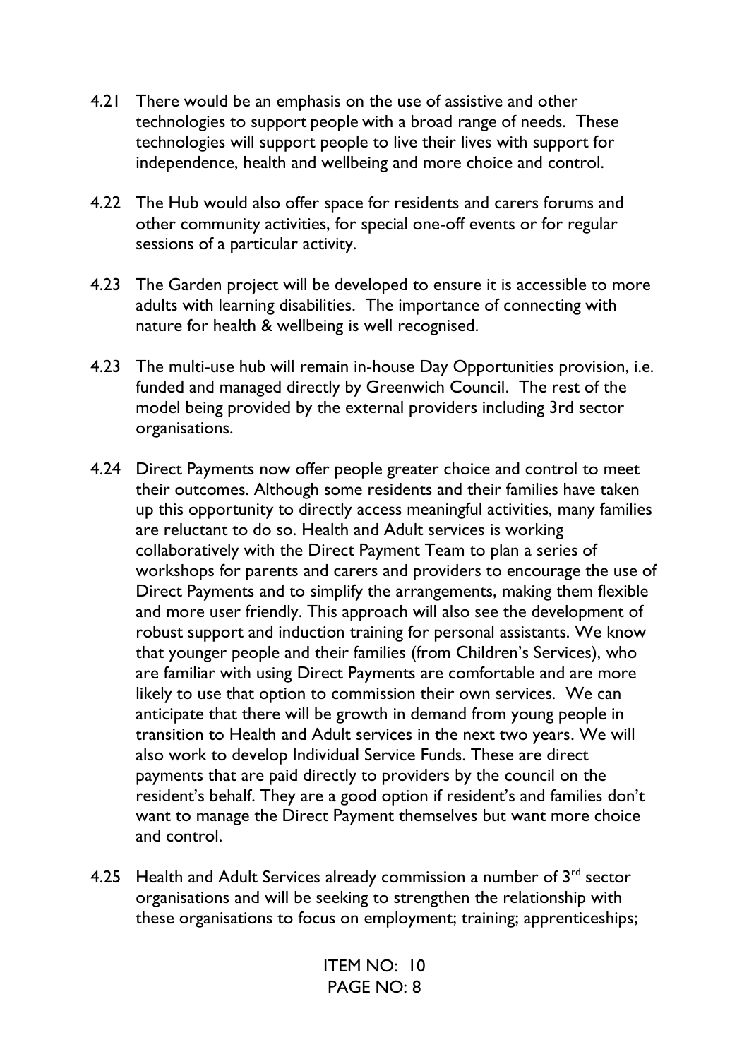4.21 There would be an emphasis on the use of assistive and other technologies to support people with a broad range of needs. These technologies will support people to live their lives with support for independence, health and wellbeing and more choice and control.

4.22 The Hub would also offer space for residents and carers forums and other community activities, for special one-off events or for regular sessions of a particular activity.

4.23 The Garden project will be developed to ensure it is accessible to more adults with learning disabilities. The importance of connecting with nature for health & wellbeing is well recognised.

4.23 The multi-use hub will remain in-house Day Opportunities provision, i.e. funded and managed directly by Greenwich Council. The rest of the model being provided by the external providers including 3rd sector organisations.

4.24 Direct Payments now offer people greater choice and control to meet their outcomes. Although some residents and their families have taken up this opportunity to directly access meaningful activities, many families are reluctant to do so. Health and Adult services is working collaboratively with the Direct Payment Team to plan a series of workshops for parents and carers and providers to encourage the use of Direct Payments and to simplify the arrangements, making them flexible and more user friendly. This approach will also see the development of robust support and induction training for personal assistants. We know that younger people and their families (from Children's Services), who are familiar with using Direct Payments are comfortable and are more likely to use that option to commission their own services. We can anticipate that there will be growth in demand from young people in transition to Health and Adult services in the next two years. We will also work to develop Individual Service Funds. These are direct payments that are paid directly to providers by the council on the resident's behalf. They are a good option if resident's and families don't want to manage the Direct Payment themselves but want more choice and control.

4.25 Health and Adult Services already commission a number of 3rd sector organisations and will be seeking to strengthen the relationship with these organisations to focus on employment; training; apprenticeships;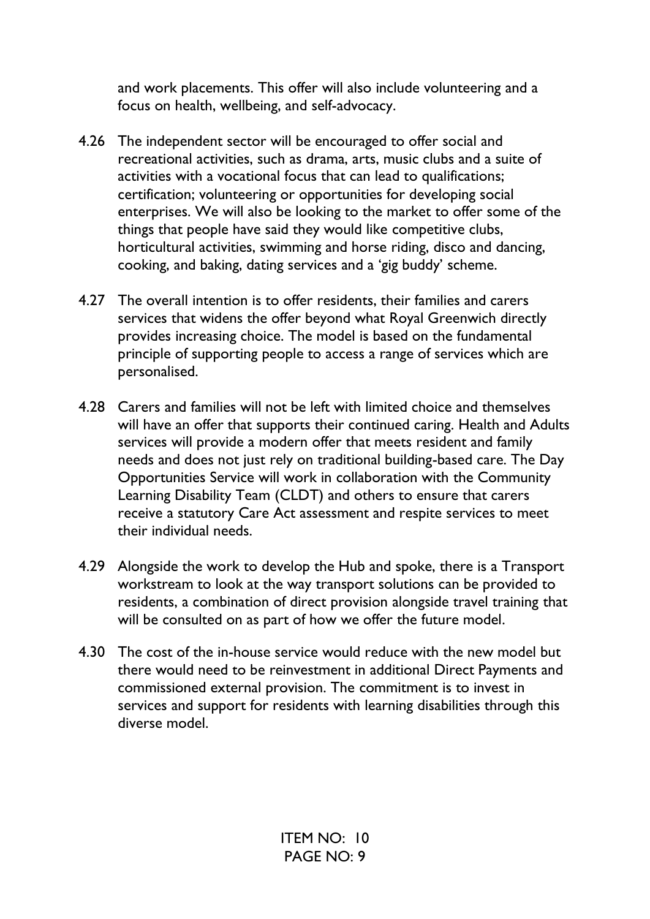and work placements. This offer will also include volunteering and a focus on health, wellbeing, and self-advocacy.

4.26 The independent sector will be encouraged to offer social and recreational activities, such as drama, arts, music clubs and a suite of activities with a vocational focus that can lead to qualifications; certification; volunteering or opportunities for developing social enterprises. We will also be looking to the market to offer some of the things that people have said they would like competitive clubs, horticultural activities, swimming and horse riding, disco and dancing, cooking, and baking, dating services and a 'gig buddy' scheme.

4.27 The overall intention is to offer residents, their families and carers services that widens the offer beyond what Royal Greenwich directly provides increasing choice. The model is based on the fundamental principle of supporting people to access a range of services which are personalised.

4.28 Carers and families will not be left with limited choice and themselves will have an offer that supports their continued caring. Health and Adults services will provide a modern offer that meets resident and family needs and does not just rely on traditional building-based care. The Day Opportunities Service will work in collaboration with the Community Learning Disability Team (CLDT) and others to ensure that carers receive a statutory Care Act assessment and respite services to meet their individual needs.

4.29 Alongside the work to develop the Hub and spoke, there is a Transport workstream to look at the way transport solutions can be provided to residents, a combination of direct provision alongside travel training that will be consulted on as part of how we offer the future model.

4.30 The cost of the in-house service would reduce with the new model but there would need to be reinvestment in additional Direct Payments and commissioned external provision. The commitment is to invest in services and support for residents with learning disabilities through this diverse model.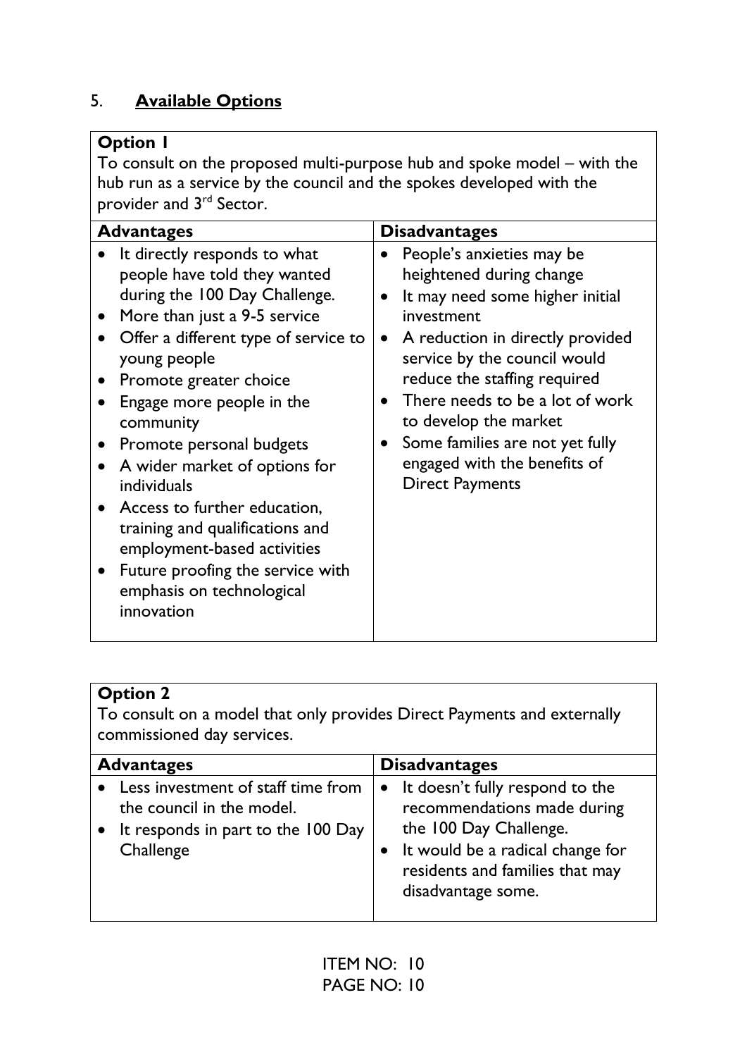## 5. **Available Options**

**Option 1**

To consult on the proposed multi-purpose hub and spoke model – with the hub run as a service by the council and the spokes developed with the provider and 3rd Sector.

| Advantages | Disadvantages |
| --- | --- |
| • It directly responds to what people have told they wanted during the 100 Day Challenge.<br>• More than just a 9-5 service<br>• Offer a different type of service to young people<br>• Promote greater choice<br>• Engage more people in the community<br>• Promote personal budgets<br>• A wider market of options for individuals<br>• Access to further education, training and qualifications and employment-based activities<br>• Future proofing the service with emphasis on technological innovation | • People's anxieties may be heightened during change<br>• It may need some higher initial investment<br>• A reduction in directly provided service by the council would reduce the staffing required<br>• There needs to be a lot of work to develop the market<br>• Some families are not yet fully engaged with the benefits of Direct Payments |

**Option 2**

To consult on a model that only provides Direct Payments and externally commissioned day services.

| Advantages | Disadvantages |
| --- | --- |
| • Less investment of staff time from the council in the model.<br>• It responds in part to the 100 Day Challenge | • It doesn't fully respond to the recommendations made during the 100 Day Challenge.<br>• It would be a radical change for residents and families that may disadvantage some. |

ITEM NO: 10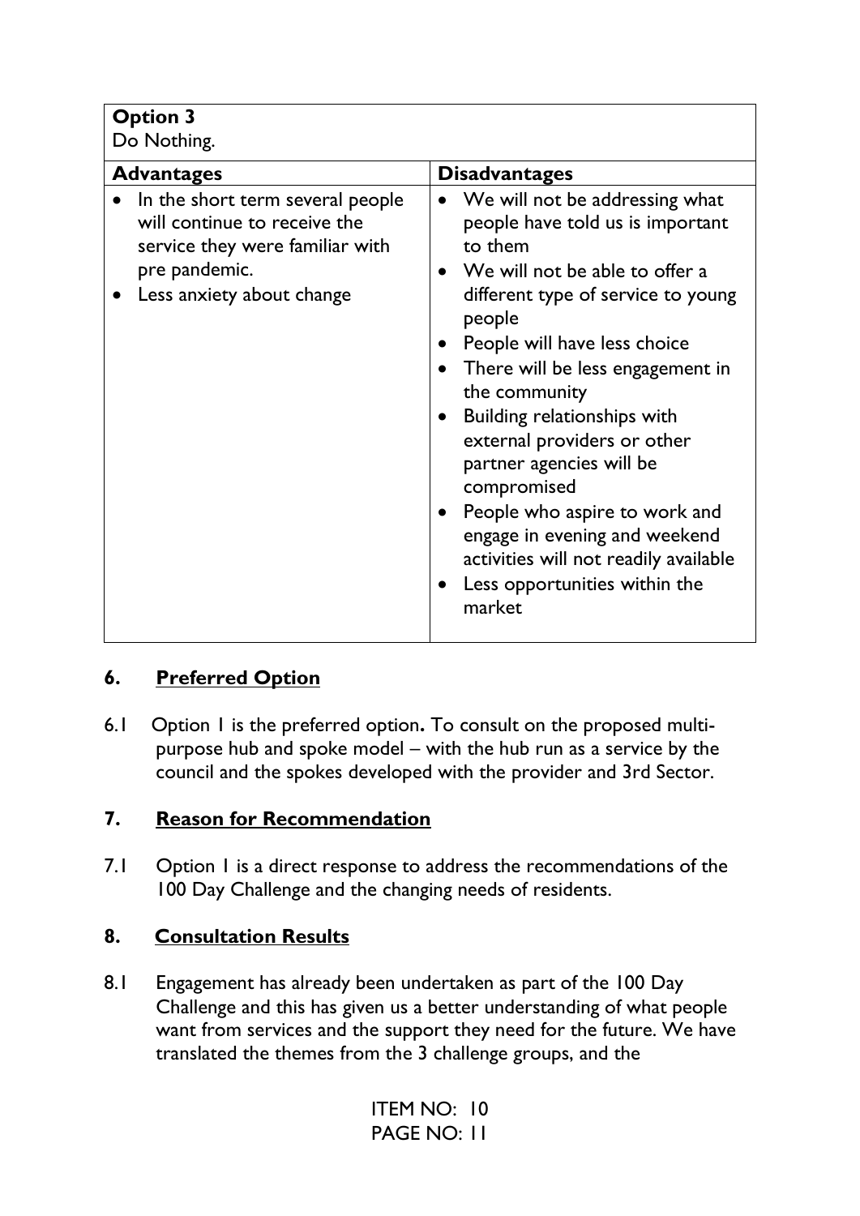| **Option 3**<br>Do Nothing. | |
|---|---|
| **Advantages** | **Disadvantages** |
| • In the short term several people will continue to receive the service they were familiar with pre pandemic.<br>• Less anxiety about change | • We will not be addressing what people have told us is important to them<br>• We will not be able to offer a different type of service to young people<br>• People will have less choice<br>• There will be less engagement in the community<br>• Building relationships with external providers or other partner agencies will be compromised<br>• People who aspire to work and engage in evening and weekend activities will not readily available<br>• Less opportunities within the market |

## 6. Preferred Option

6.1 Option 1 is the preferred option**.** To consult on the proposed multi-purpose hub and spoke model – with the hub run as a service by the council and the spokes developed with the provider and 3rd Sector.

## 7. Reason for Recommendation

7.1 Option 1 is a direct response to address the recommendations of the 100 Day Challenge and the changing needs of residents.

## 8. Consultation Results

8.1 Engagement has already been undertaken as part of the 100 Day Challenge and this has given us a better understanding of what people want from services and the support they need for the future. We have translated the themes from the 3 challenge groups, and the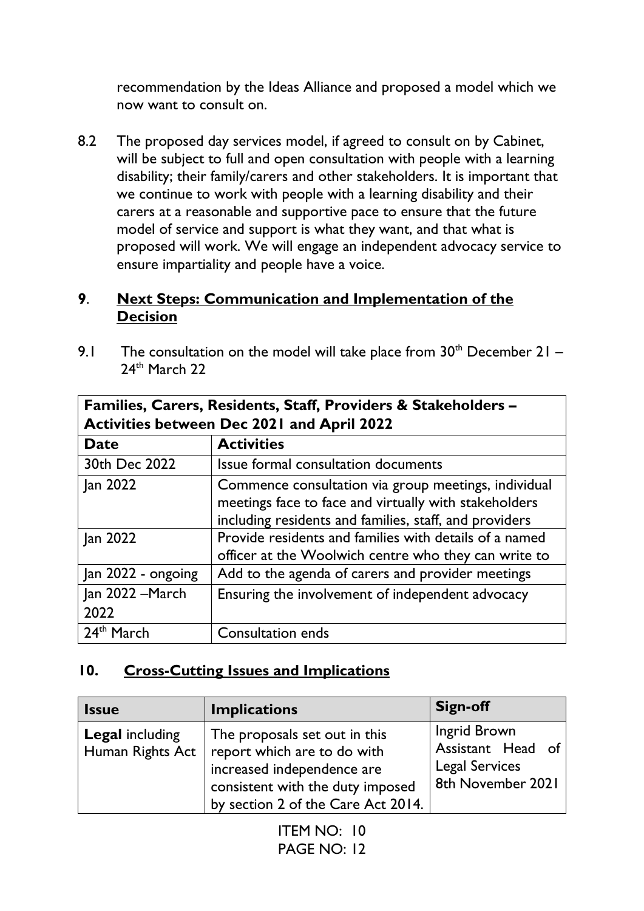recommendation by the Ideas Alliance and proposed a model which we now want to consult on.

8.2 The proposed day services model, if agreed to consult on by Cabinet, will be subject to full and open consultation with people with a learning disability; their family/carers and other stakeholders. It is important that we continue to work with people with a learning disability and their carers at a reasonable and supportive pace to ensure that the future model of service and support is what they want, and that what is proposed will work. We will engage an independent advocacy service to ensure impartiality and people have a voice.

## 9. Next Steps: Communication and Implementation of the Decision

9.1 The consultation on the model will take place from 30th December 21 – 24th March 22

| **Families, Carers, Residents, Staff, Providers & Stakeholders – Activities between Dec 2021 and April 2022** | |
|---|---|
| **Date** | **Activities** |
| 30th Dec 2022 | Issue formal consultation documents |
| Jan 2022 | Commence consultation via group meetings, individual meetings face to face and virtually with stakeholders including residents and families, staff, and providers |
| Jan 2022 | Provide residents and families with details of a named officer at the Woolwich centre who they can write to |
| Jan 2022 - ongoing | Add to the agenda of carers and provider meetings |
| Jan 2022 –March 2022 | Ensuring the involvement of independent advocacy |
| 24th March | Consultation ends |

## 10. Cross-Cutting Issues and Implications

| **Issue** | **Implications** | **Sign-off** |
|---|---|---|
| **Legal** including Human Rights Act | The proposals set out in this report which are to do with increased independence are consistent with the duty imposed by section 2 of the Care Act 2014. | Ingrid Brown Assistant Head of Legal Services 8th November 2021 |

ITEM NO: 10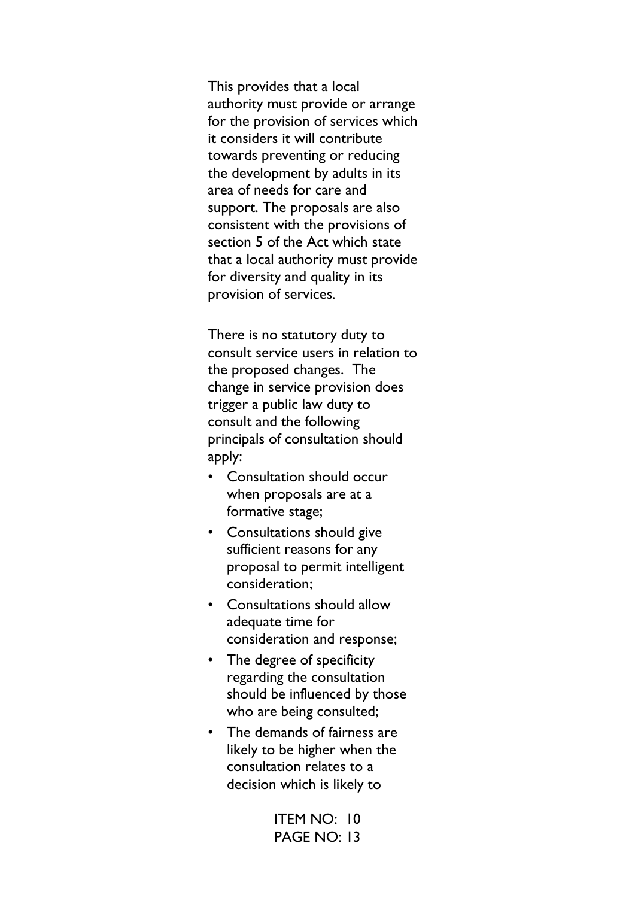| | | |
|---|---|---|
| | This provides that a local authority must provide or arrange for the provision of services which it considers it will contribute towards preventing or reducing the development by adults in its area of needs for care and support. The proposals are also consistent with the provisions of section 5 of the Act which state that a local authority must provide for diversity and quality in its provision of services.<br><br>There is no statutory duty to consult service users in relation to the proposed changes. The change in service provision does trigger a public law duty to consult and the following principals of consultation should apply:<br>• Consultation should occur when proposals are at a formative stage;<br>• Consultations should give sufficient reasons for any proposal to permit intelligent consideration;<br>• Consultations should allow adequate time for consideration and response;<br>• The degree of specificity regarding the consultation should be influenced by those who are being consulted;<br>• The demands of fairness are likely to be higher when the consultation relates to a decision which is likely to | |

ITEM NO: 10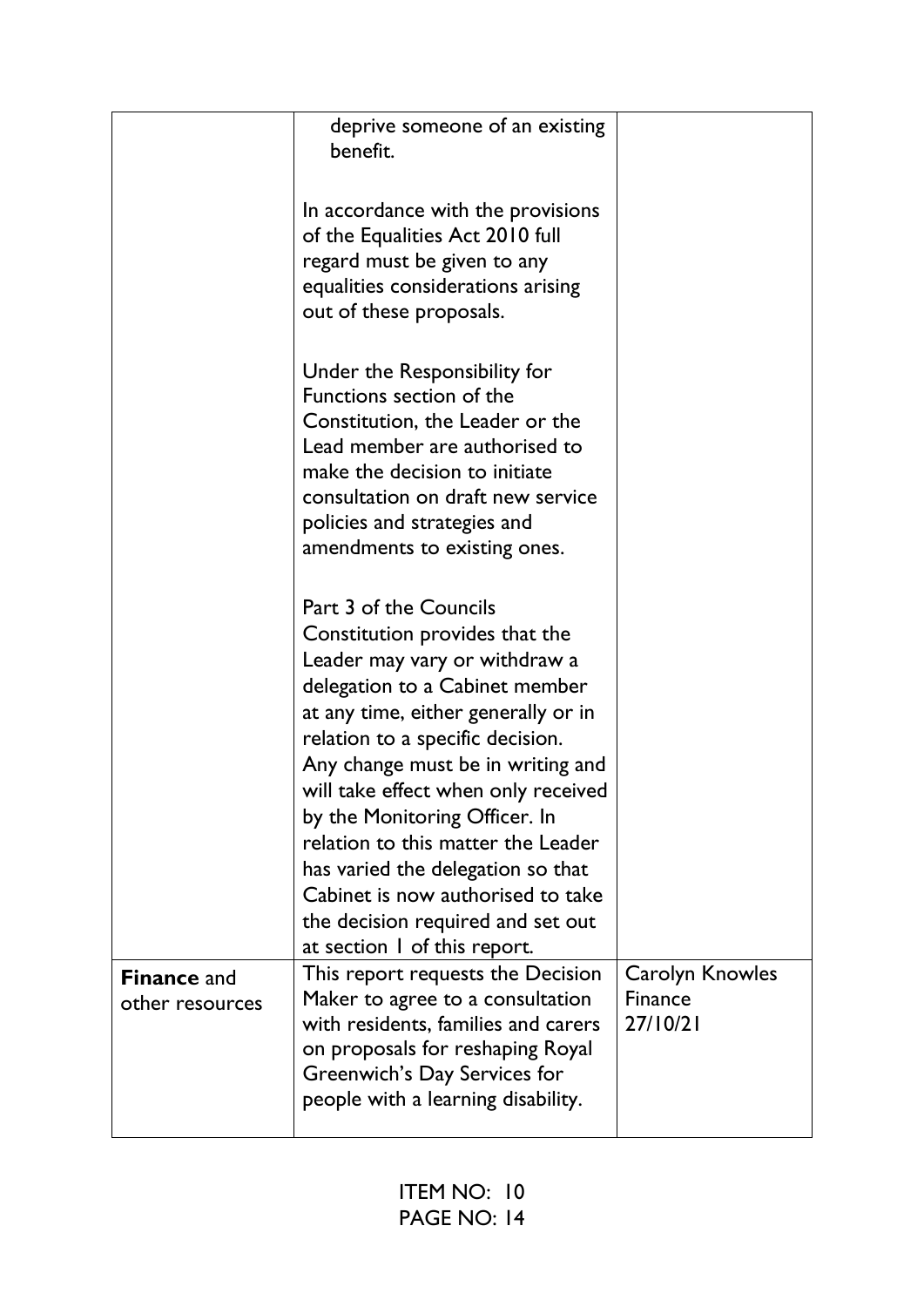| | | |
|---|---|---|
| | deprive someone of an existing benefit.<br><br>In accordance with the provisions of the Equalities Act 2010 full regard must be given to any equalities considerations arising out of these proposals.<br><br>Under the Responsibility for Functions section of the Constitution, the Leader or the Lead member are authorised to make the decision to initiate consultation on draft new service policies and strategies and amendments to existing ones.<br><br>Part 3 of the Councils Constitution provides that the Leader may vary or withdraw a delegation to a Cabinet member at any time, either generally or in relation to a specific decision. Any change must be in writing and will take effect when only received by the Monitoring Officer. In relation to this matter the Leader has varied the delegation so that Cabinet is now authorised to take the decision required and set out at section 1 of this report. | |
| **Finance** and other resources | This report requests the Decision Maker to agree to a consultation with residents, families and carers on proposals for reshaping Royal Greenwich's Day Services for people with a learning disability. | Carolyn Knowles<br>Finance<br>27/10/21 |

ITEM NO: 10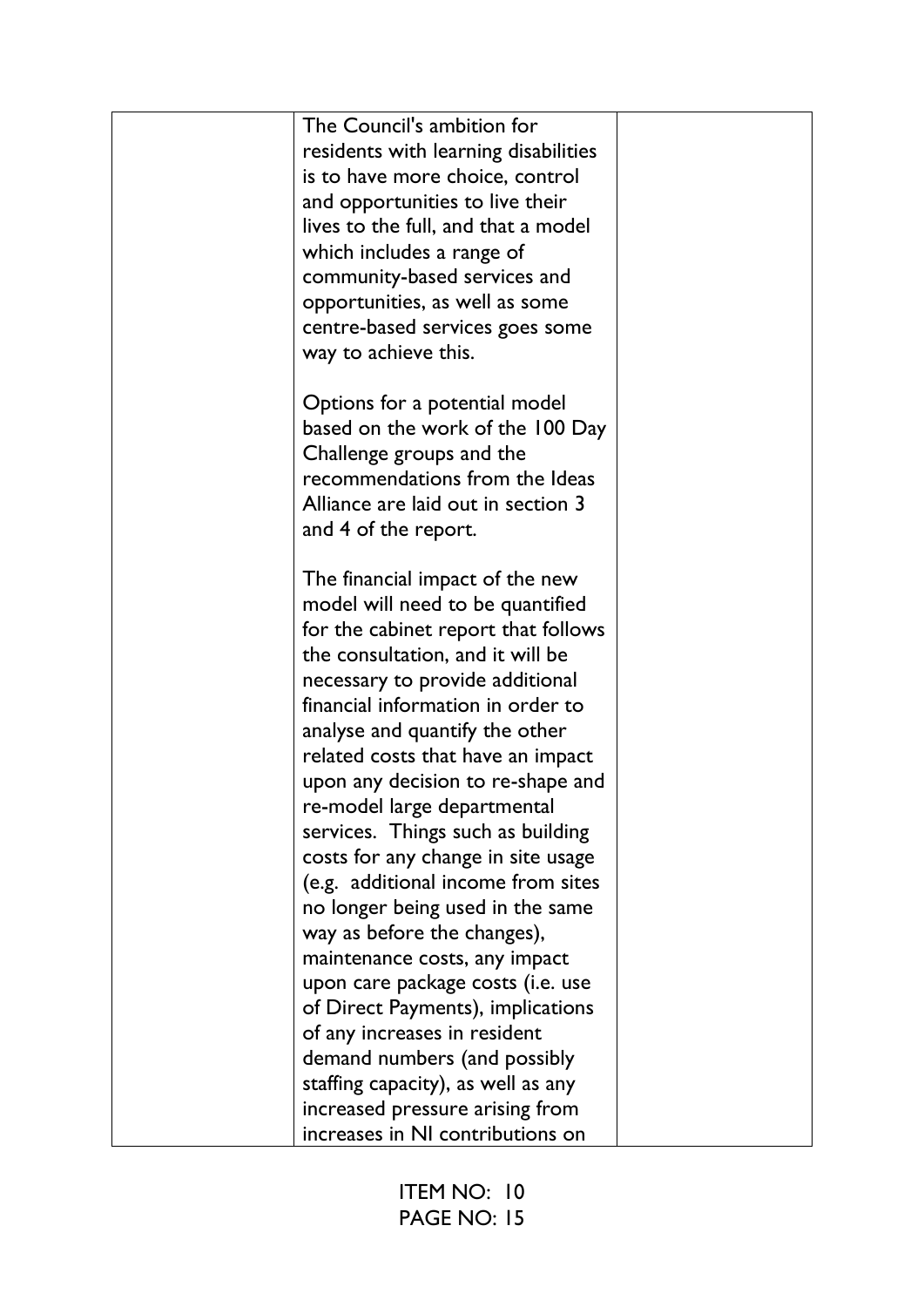| | The Council's ambition for residents with learning disabilities is to have more choice, control and opportunities to live their lives to the full, and that a model which includes a range of community-based services and opportunities, as well as some centre-based services goes some way to achieve this.<br><br>Options for a potential model based on the work of the 100 Day Challenge groups and the recommendations from the Ideas Alliance are laid out in section 3 and 4 of the report.<br><br>The financial impact of the new model will need to be quantified for the cabinet report that follows the consultation, and it will be necessary to provide additional financial information in order to analyse and quantify the other related costs that have an impact upon any decision to re-shape and re-model large departmental services. Things such as building costs for any change in site usage (e.g. additional income from sites no longer being used in the same way as before the changes), maintenance costs, any impact upon care package costs (i.e. use of Direct Payments), implications of any increases in resident demand numbers (and possibly staffing capacity), as well as any increased pressure arising from increases in NI contributions on | |
|---|---|---|

ITEM NO: 10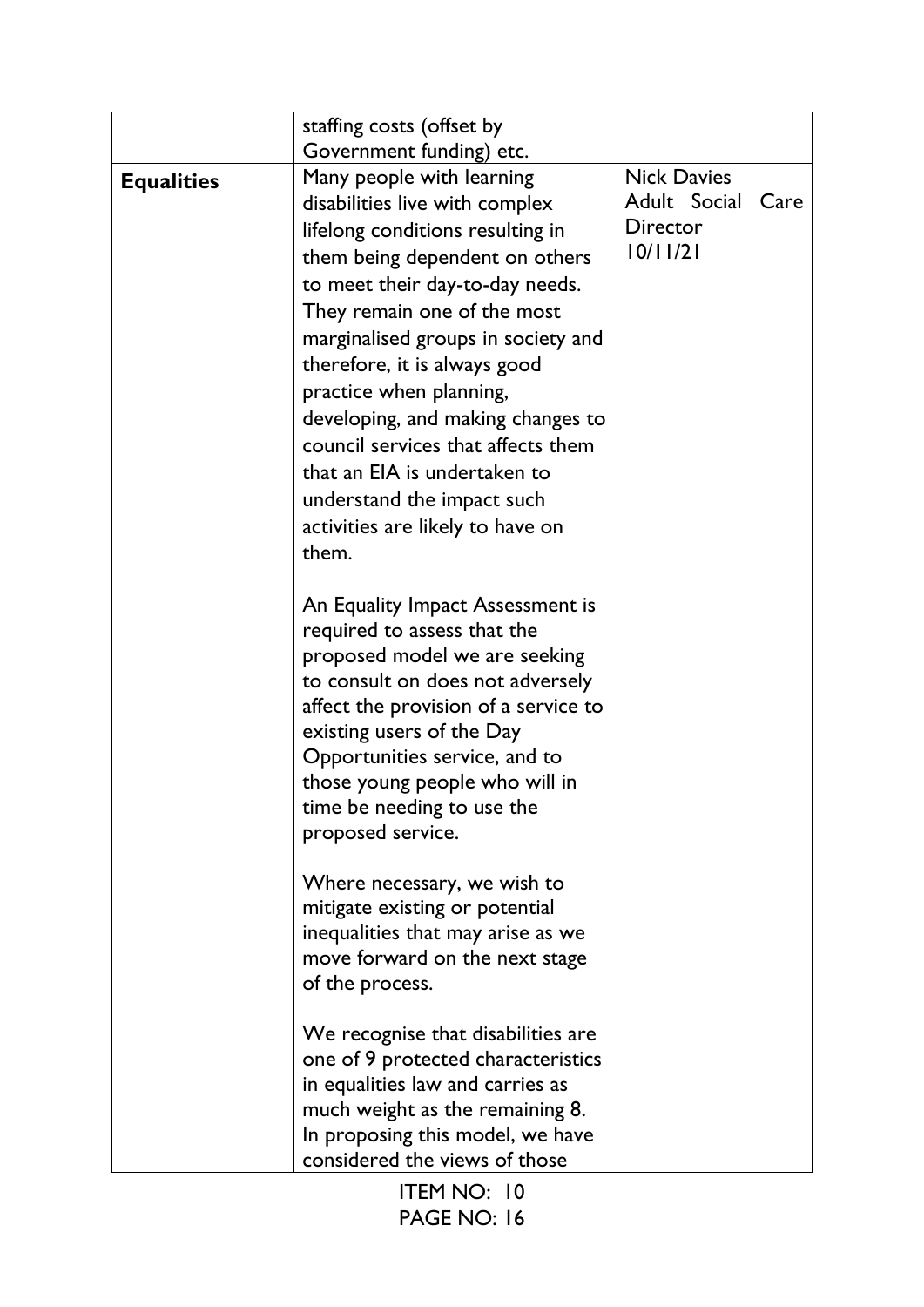| | | |
|---|---|---|
| | staffing costs (offset by Government funding) etc. | |
| **Equalities** | Many people with learning disabilities live with complex lifelong conditions resulting in them being dependent on others to meet their day-to-day needs. They remain one of the most marginalised groups in society and therefore, it is always good practice when planning, developing, and making changes to council services that affects them that an EIA is undertaken to understand the impact such activities are likely to have on them.<br><br>An Equality Impact Assessment is required to assess that the proposed model we are seeking to consult on does not adversely affect the provision of a service to existing users of the Day Opportunities service, and to those young people who will in time be needing to use the proposed service.<br><br>Where necessary, we wish to mitigate existing or potential inequalities that may arise as we move forward on the next stage of the process.<br><br>We recognise that disabilities are one of 9 protected characteristics in equalities law and carries as much weight as the remaining 8. In proposing this model, we have considered the views of those | Nick Davies<br>Adult Social Care Director<br>10/11/21 |

ITEM NO: 10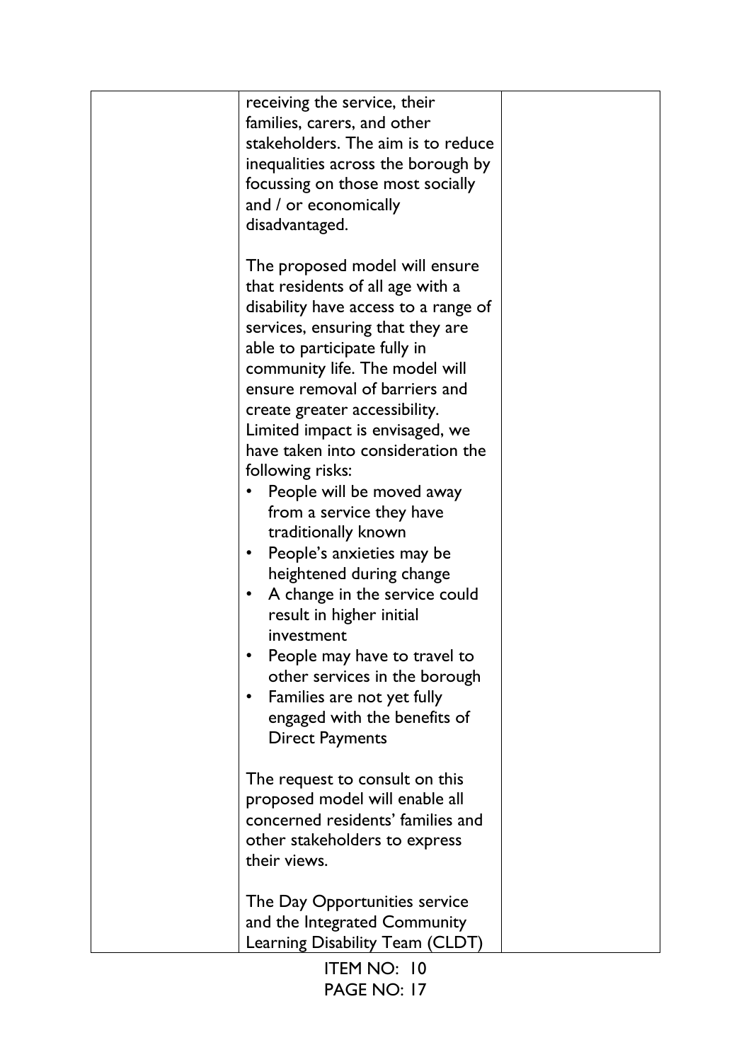| | | |
|---|---|---|
| | receiving the service, their families, carers, and other stakeholders. The aim is to reduce inequalities across the borough by focussing on those most socially and / or economically disadvantaged.<br><br>The proposed model will ensure that residents of all age with a disability have access to a range of services, ensuring that they are able to participate fully in community life. The model will ensure removal of barriers and create greater accessibility. Limited impact is envisaged, we have taken into consideration the following risks:<br>• People will be moved away from a service they have traditionally known<br>• People's anxieties may be heightened during change<br>• A change in the service could result in higher initial investment<br>• People may have to travel to other services in the borough<br>• Families are not yet fully engaged with the benefits of Direct Payments<br><br>The request to consult on this proposed model will enable all concerned residents' families and other stakeholders to express their views.<br><br>The Day Opportunities service and the Integrated Community Learning Disability Team (CLDT) | |

ITEM NO: 10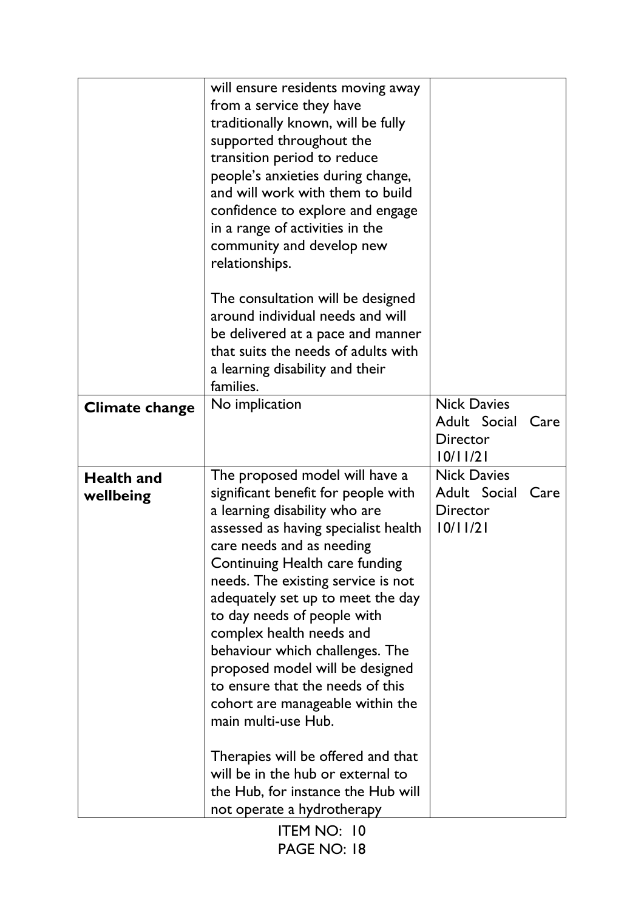| | | |
|---|---|---|
| | will ensure residents moving away from a service they have traditionally known, will be fully supported throughout the transition period to reduce people's anxieties during change, and will work with them to build confidence to explore and engage in a range of activities in the community and develop new relationships.<br><br>The consultation will be designed around individual needs and will be delivered at a pace and manner that suits the needs of adults with a learning disability and their families. | |
| **Climate change** | No implication | Nick Davies<br>Adult Social Care Director<br>10/11/21 |
| **Health and wellbeing** | The proposed model will have a significant benefit for people with a learning disability who are assessed as having specialist health care needs and as needing Continuing Health care funding needs. The existing service is not adequately set up to meet the day to day needs of people with complex health needs and behaviour which challenges. The proposed model will be designed to ensure that the needs of this cohort are manageable within the main multi-use Hub.<br><br>Therapies will be offered and that will be in the hub or external to the Hub, for instance the Hub will not operate a hydrotherapy | Nick Davies<br>Adult Social Care Director<br>10/11/21 |

ITEM NO: 10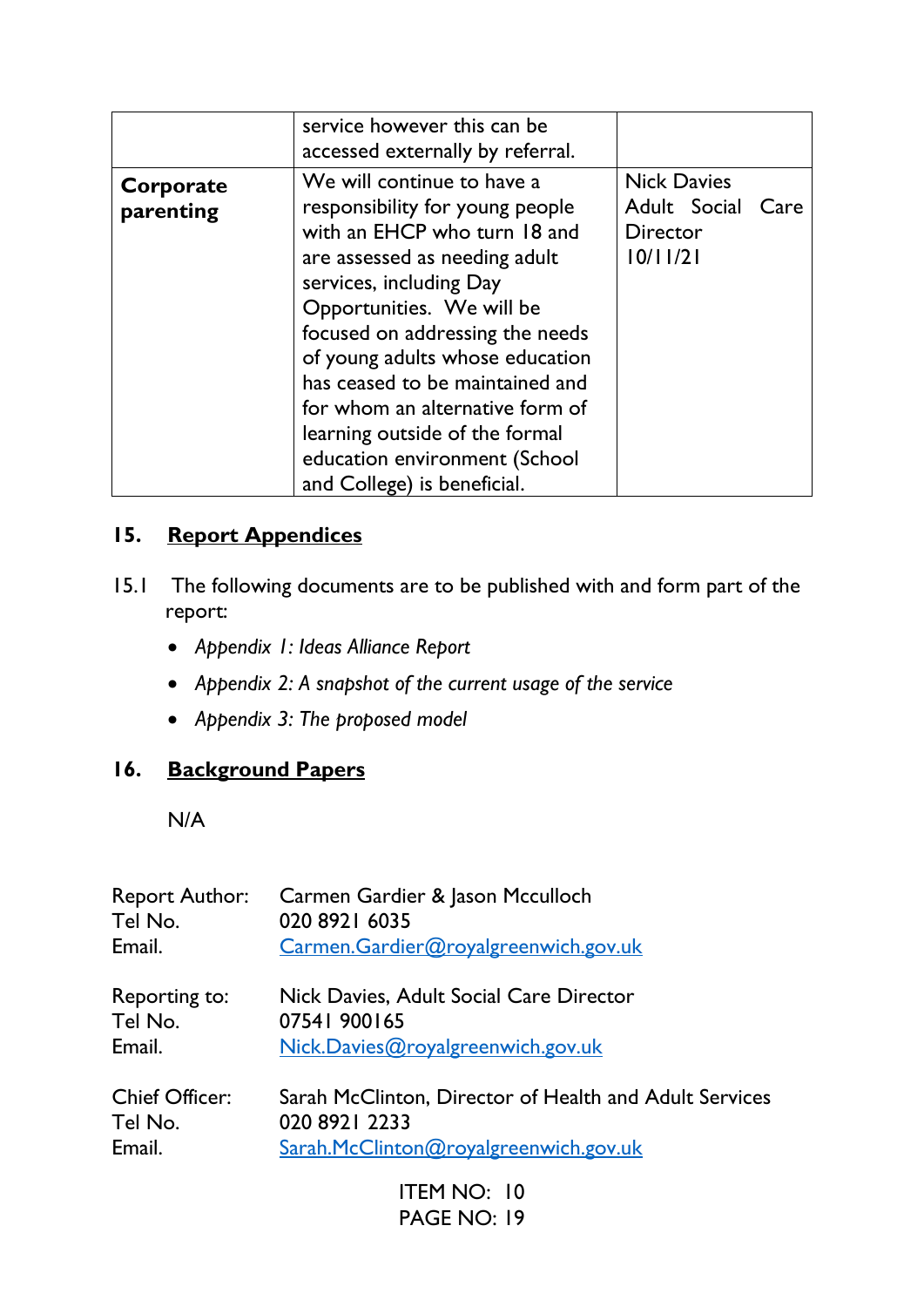| | | |
|---|---|---|
| | service however this can be accessed externally by referral. | |
| **Corporate parenting** | We will continue to have a responsibility for young people with an EHCP who turn 18 and are assessed as needing adult services, including Day Opportunities. We will be focused on addressing the needs of young adults whose education has ceased to be maintained and for whom an alternative form of learning outside of the formal education environment (School and College) is beneficial. | Nick Davies Adult Social Care Director 10/11/21 |

## 15. Report Appendices

15.1 The following documents are to be published with and form part of the report:

- *Appendix 1: Ideas Alliance Report*
- *Appendix 2: A snapshot of the current usage of the service*
- *Appendix 3: The proposed model*

## 16. Background Papers

N/A

Report Author: Carmen Gardier & Jason Mcculloch
Tel No. 020 8921 6035
Email. Carmen.Gardier@royalgreenwich.gov.uk

Reporting to: Nick Davies, Adult Social Care Director
Tel No. 07541 900165
Email. Nick.Davies@royalgreenwich.gov.uk

Chief Officer: Sarah McClinton, Director of Health and Adult Services
Tel No. 020 8921 2233
Email. Sarah.McClinton@royalgreenwich.gov.uk

ITEM NO: 10